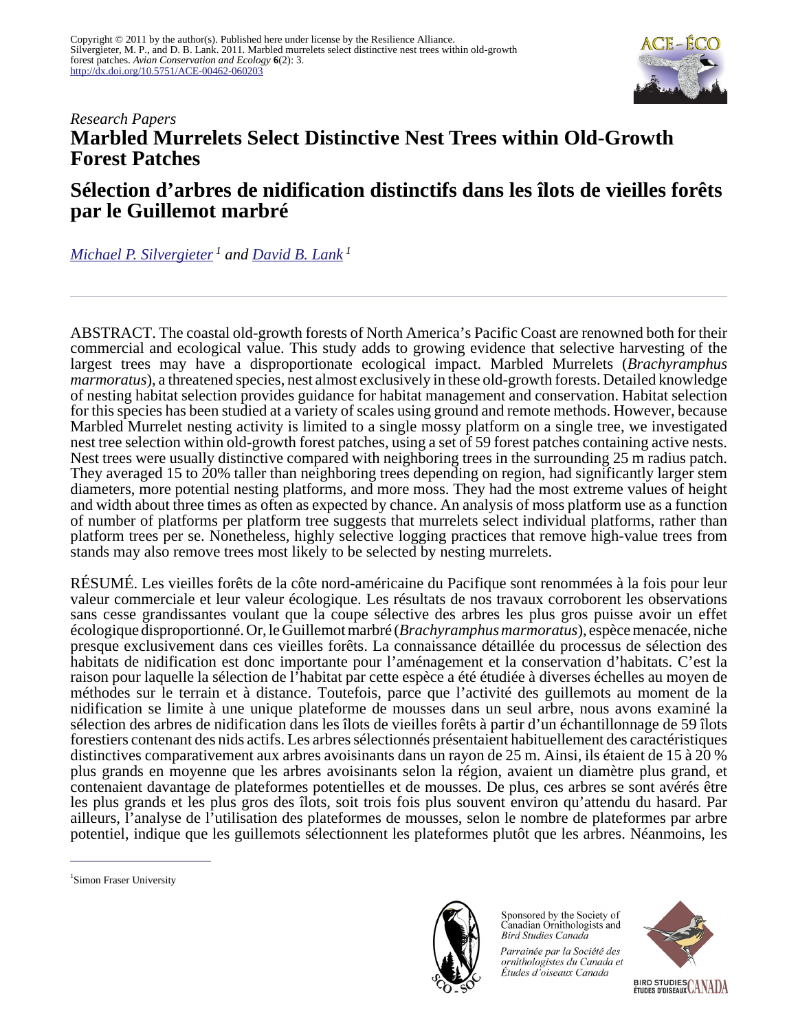Copyright © 2011 by the author(s). Published here under license by the Resilience Alliance.
Silvergieter, M. P., and D. B. Lank. 2011. Marbled murrelets select distinctive nest trees within old-growth forest patches. *Avian Conservation and Ecology* **6**(2): 3.
http://dx.doi.org/10.5751/ACE-00462-060203

*Research Papers*

# Marbled Murrelets Select Distinctive Nest Trees within Old-Growth Forest Patches

# Sélection d'arbres de nidification distinctifs dans les îlots de vieilles forêts par le Guillemot marbré

*Michael P. Silvergieter [1] and David B. Lank [1]*

---

ABSTRACT. The coastal old-growth forests of North America's Pacific Coast are renowned both for their commercial and ecological value. This study adds to growing evidence that selective harvesting of the largest trees may have a disproportionate ecological impact. Marbled Murrelets (*Brachyramphus marmoratus*), a threatened species, nest almost exclusively in these old-growth forests. Detailed knowledge of nesting habitat selection provides guidance for habitat management and conservation. Habitat selection for this species has been studied at a variety of scales using ground and remote methods. However, because Marbled Murrelet nesting activity is limited to a single mossy platform on a single tree, we investigated nest tree selection within old-growth forest patches, using a set of 59 forest patches containing active nests. Nest trees were usually distinctive compared with neighboring trees in the surrounding 25 m radius patch. They averaged 15 to 20% taller than neighboring trees depending on region, had significantly larger stem diameters, more potential nesting platforms, and more moss. They had the most extreme values of height and width about three times as often as expected by chance. An analysis of moss platform use as a function of number of platforms per platform tree suggests that murrelets select individual platforms, rather than platform trees per se. Nonetheless, highly selective logging practices that remove high-value trees from stands may also remove trees most likely to be selected by nesting murrelets.

RÉSUMÉ. Les vieilles forêts de la côte nord-américaine du Pacifique sont renommées à la fois pour leur valeur commerciale et leur valeur écologique. Les résultats de nos travaux corroborent les observations sans cesse grandissantes voulant que la coupe sélective des arbres les plus gros puisse avoir un effet écologique disproportionné. Or, le Guillemot marbré (*Brachyramphus marmoratus*), espèce menacée, niche presque exclusivement dans ces vieilles forêts. La connaissance détaillée du processus de sélection des habitats de nidification est donc importante pour l'aménagement et la conservation d'habitats. C'est la raison pour laquelle la sélection de l'habitat par cette espèce a été étudiée à diverses échelles au moyen de méthodes sur le terrain et à distance. Toutefois, parce que l'activité des guillemots au moment de la nidification se limite à une unique plateforme de mousses dans un seul arbre, nous avons examiné la sélection des arbres de nidification dans les îlots de vieilles forêts à partir d'un échantillonnage de 59 îlots forestiers contenant des nids actifs. Les arbres sélectionnés présentaient habituellement des caractéristiques distinctives comparativement aux arbres avoisinants dans un rayon de 25 m. Ainsi, ils étaient de 15 à 20 % plus grands en moyenne que les arbres avoisinants selon la région, avaient un diamètre plus grand, et contenaient davantage de plateformes potentielles et de mousses. De plus, ces arbres se sont avérés être les plus grands et les plus gros des îlots, soit trois fois plus souvent environ qu'attendu du hasard. Par ailleurs, l'analyse de l'utilisation des plateformes de mousses, selon le nombre de plateformes par arbre potentiel, indique que les guillemots sélectionnent les plateformes plutôt que les arbres. Néanmoins, les

---

[1] Simon Fraser University

Sponsored by the Society of Canadian Ornithologists and Bird Studies Canada

*Parrainée par la Société des ornithologistes du Canada et Études d'oiseaux Canada*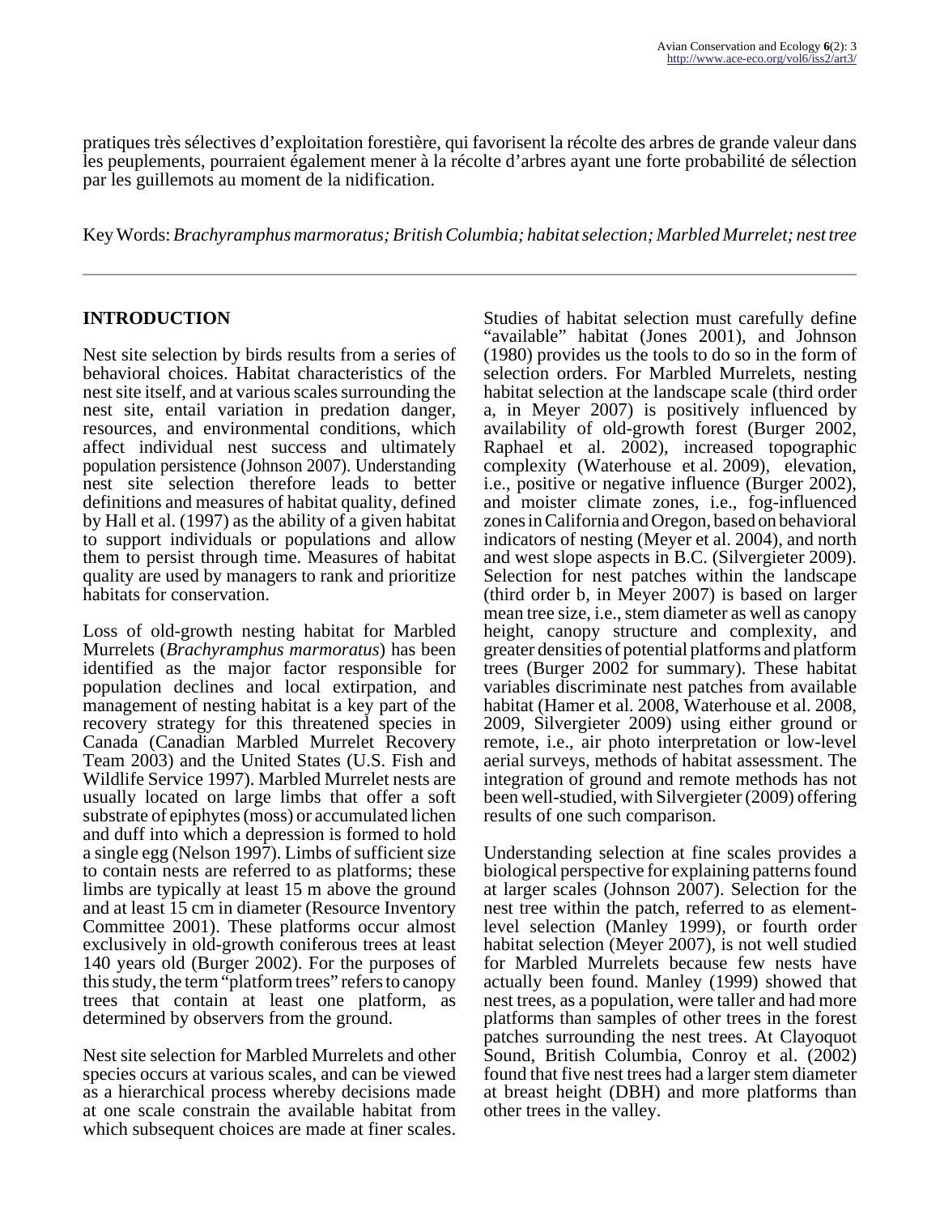pratiques très sélectives d'exploitation forestière, qui favorisent la récolte des arbres de grande valeur dans les peuplements, pourraient également mener à la récolte d'arbres ayant une forte probabilité de sélection par les guillemots au moment de la nidification.

Key Words: *Brachyramphus marmoratus; British Columbia; habitat selection; Marbled Murrelet; nest tree*

## INTRODUCTION

Nest site selection by birds results from a series of behavioral choices. Habitat characteristics of the nest site itself, and at various scales surrounding the nest site, entail variation in predation danger, resources, and environmental conditions, which affect individual nest success and ultimately population persistence (Johnson 2007). Understanding nest site selection therefore leads to better definitions and measures of habitat quality, defined by Hall et al. (1997) as the ability of a given habitat to support individuals or populations and allow them to persist through time. Measures of habitat quality are used by managers to rank and prioritize habitats for conservation.

Loss of old-growth nesting habitat for Marbled Murrelets (*Brachyramphus marmoratus*) has been identified as the major factor responsible for population declines and local extirpation, and management of nesting habitat is a key part of the recovery strategy for this threatened species in Canada (Canadian Marbled Murrelet Recovery Team 2003) and the United States (U.S. Fish and Wildlife Service 1997). Marbled Murrelet nests are usually located on large limbs that offer a soft substrate of epiphytes (moss) or accumulated lichen and duff into which a depression is formed to hold a single egg (Nelson 1997). Limbs of sufficient size to contain nests are referred to as platforms; these limbs are typically at least 15 m above the ground and at least 15 cm in diameter (Resource Inventory Committee 2001). These platforms occur almost exclusively in old-growth coniferous trees at least 140 years old (Burger 2002). For the purposes of this study, the term "platform trees" refers to canopy trees that contain at least one platform, as determined by observers from the ground.

Nest site selection for Marbled Murrelets and other species occurs at various scales, and can be viewed as a hierarchical process whereby decisions made at one scale constrain the available habitat from which subsequent choices are made at finer scales. Studies of habitat selection must carefully define "available" habitat (Jones 2001), and Johnson (1980) provides us the tools to do so in the form of selection orders. For Marbled Murrelets, nesting habitat selection at the landscape scale (third order a, in Meyer 2007) is positively influenced by availability of old-growth forest (Burger 2002, Raphael et al. 2002), increased topographic complexity (Waterhouse et al. 2009), elevation, i.e., positive or negative influence (Burger 2002), and moister climate zones, i.e., fog-influenced zones in California and Oregon, based on behavioral indicators of nesting (Meyer et al. 2004), and north and west slope aspects in B.C. (Silvergieter 2009). Selection for nest patches within the landscape (third order b, in Meyer 2007) is based on larger mean tree size, i.e., stem diameter as well as canopy height, canopy structure and complexity, and greater densities of potential platforms and platform trees (Burger 2002 for summary). These habitat variables discriminate nest patches from available habitat (Hamer et al. 2008, Waterhouse et al. 2008, 2009, Silvergieter 2009) using either ground or remote, i.e., air photo interpretation or low-level aerial surveys, methods of habitat assessment. The integration of ground and remote methods has not been well-studied, with Silvergieter (2009) offering results of one such comparison.

Understanding selection at fine scales provides a biological perspective for explaining patterns found at larger scales (Johnson 2007). Selection for the nest tree within the patch, referred to as element-level selection (Manley 1999), or fourth order habitat selection (Meyer 2007), is not well studied for Marbled Murrelets because few nests have actually been found. Manley (1999) showed that nest trees, as a population, were taller and had more platforms than samples of other trees in the forest patches surrounding the nest trees. At Clayoquot Sound, British Columbia, Conroy et al. (2002) found that five nest trees had a larger stem diameter at breast height (DBH) and more platforms than other trees in the valley.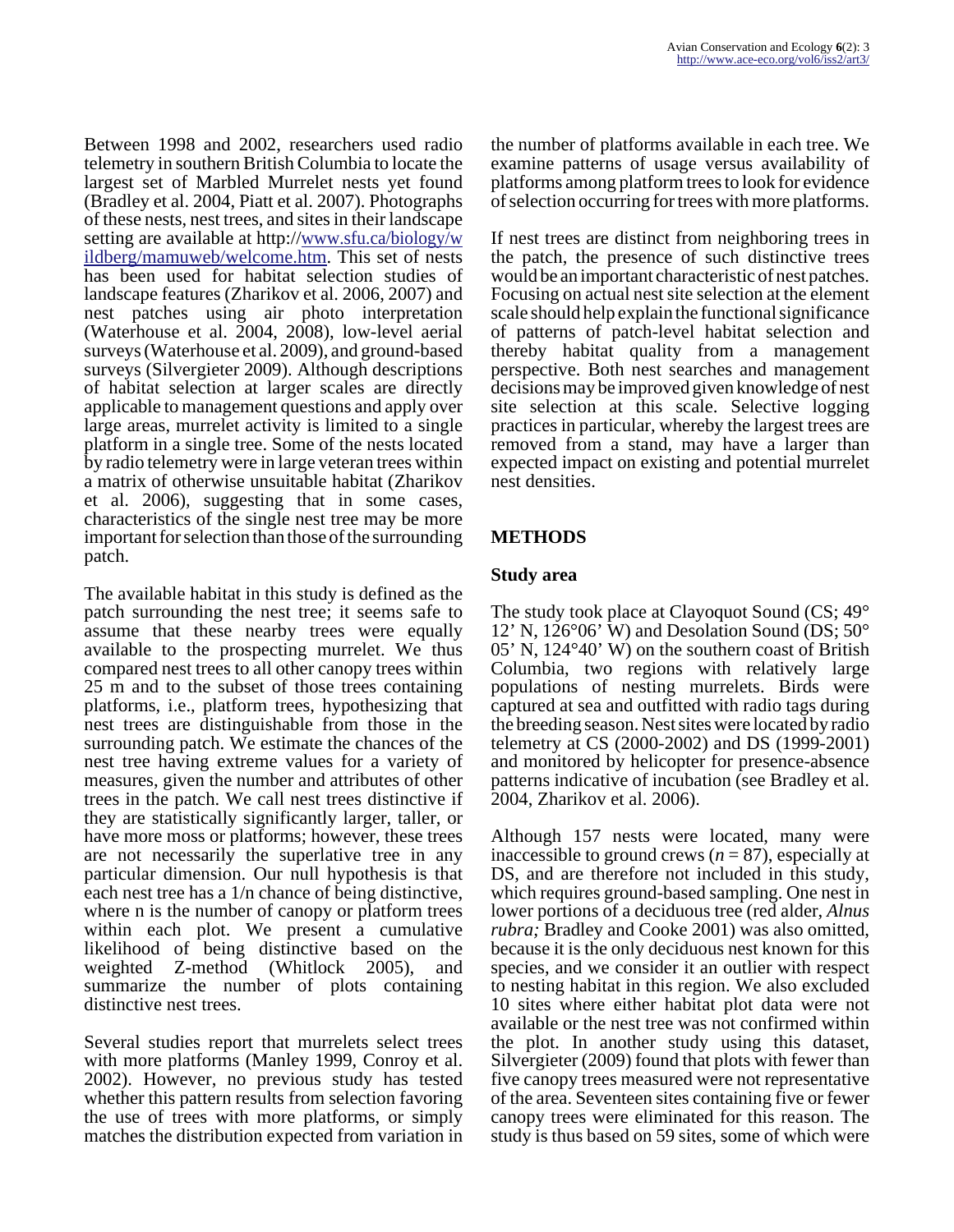Between 1998 and 2002, researchers used radio telemetry in southern British Columbia to locate the largest set of Marbled Murrelet nests yet found (Bradley et al. 2004, Piatt et al. 2007). Photographs of these nests, nest trees, and sites in their landscape setting are available at http://www.sfu.ca/biology/wildberg/mamuweb/welcome.htm. This set of nests has been used for habitat selection studies of landscape features (Zharikov et al. 2006, 2007) and nest patches using air photo interpretation (Waterhouse et al. 2004, 2008), low-level aerial surveys (Waterhouse et al. 2009), and ground-based surveys (Silvergieter 2009). Although descriptions of habitat selection at larger scales are directly applicable to management questions and apply over large areas, murrelet activity is limited to a single platform in a single tree. Some of the nests located by radio telemetry were in large veteran trees within a matrix of otherwise unsuitable habitat (Zharikov et al. 2006), suggesting that in some cases, characteristics of the single nest tree may be more important for selection than those of the surrounding patch.

The available habitat in this study is defined as the patch surrounding the nest tree; it seems safe to assume that these nearby trees were equally available to the prospecting murrelet. We thus compared nest trees to all other canopy trees within 25 m and to the subset of those trees containing platforms, i.e., platform trees, hypothesizing that nest trees are distinguishable from those in the surrounding patch. We estimate the chances of the nest tree having extreme values for a variety of measures, given the number and attributes of other trees in the patch. We call nest trees distinctive if they are statistically significantly larger, taller, or have more moss or platforms; however, these trees are not necessarily the superlative tree in any particular dimension. Our null hypothesis is that each nest tree has a 1/n chance of being distinctive, where n is the number of canopy or platform trees within each plot. We present a cumulative likelihood of being distinctive based on the weighted Z-method (Whitlock 2005), and summarize the number of plots containing distinctive nest trees.

Several studies report that murrelets select trees with more platforms (Manley 1999, Conroy et al. 2002). However, no previous study has tested whether this pattern results from selection favoring the use of trees with more platforms, or simply matches the distribution expected from variation in the number of platforms available in each tree. We examine patterns of usage versus availability of platforms among platform trees to look for evidence of selection occurring for trees with more platforms.

If nest trees are distinct from neighboring trees in the patch, the presence of such distinctive trees would be an important characteristic of nest patches. Focusing on actual nest site selection at the element scale should help explain the functional significance of patterns of patch-level habitat selection and thereby habitat quality from a management perspective. Both nest searches and management decisions may be improved given knowledge of nest site selection at this scale. Selective logging practices in particular, whereby the largest trees are removed from a stand, may have a larger than expected impact on existing and potential murrelet nest densities.

## METHODS

### Study area

The study took place at Clayoquot Sound (CS; 49° 12' N, 126°06' W) and Desolation Sound (DS; 50° 05' N, 124°40' W) on the southern coast of British Columbia, two regions with relatively large populations of nesting murrelets. Birds were captured at sea and outfitted with radio tags during the breeding season. Nest sites were located by radio telemetry at CS (2000-2002) and DS (1999-2001) and monitored by helicopter for presence-absence patterns indicative of incubation (see Bradley et al. 2004, Zharikov et al. 2006).

Although 157 nests were located, many were inaccessible to ground crews ($n = 87$), especially at DS, and are therefore not included in this study, which requires ground-based sampling. One nest in lower portions of a deciduous tree (red alder, *Alnus rubra;* Bradley and Cooke 2001) was also omitted, because it is the only deciduous nest known for this species, and we consider it an outlier with respect to nesting habitat in this region. We also excluded 10 sites where either habitat plot data were not available or the nest tree was not confirmed within the plot. In another study using this dataset, Silvergieter (2009) found that plots with fewer than five canopy trees measured were not representative of the area. Seventeen sites containing five or fewer canopy trees were eliminated for this reason. The study is thus based on 59 sites, some of which were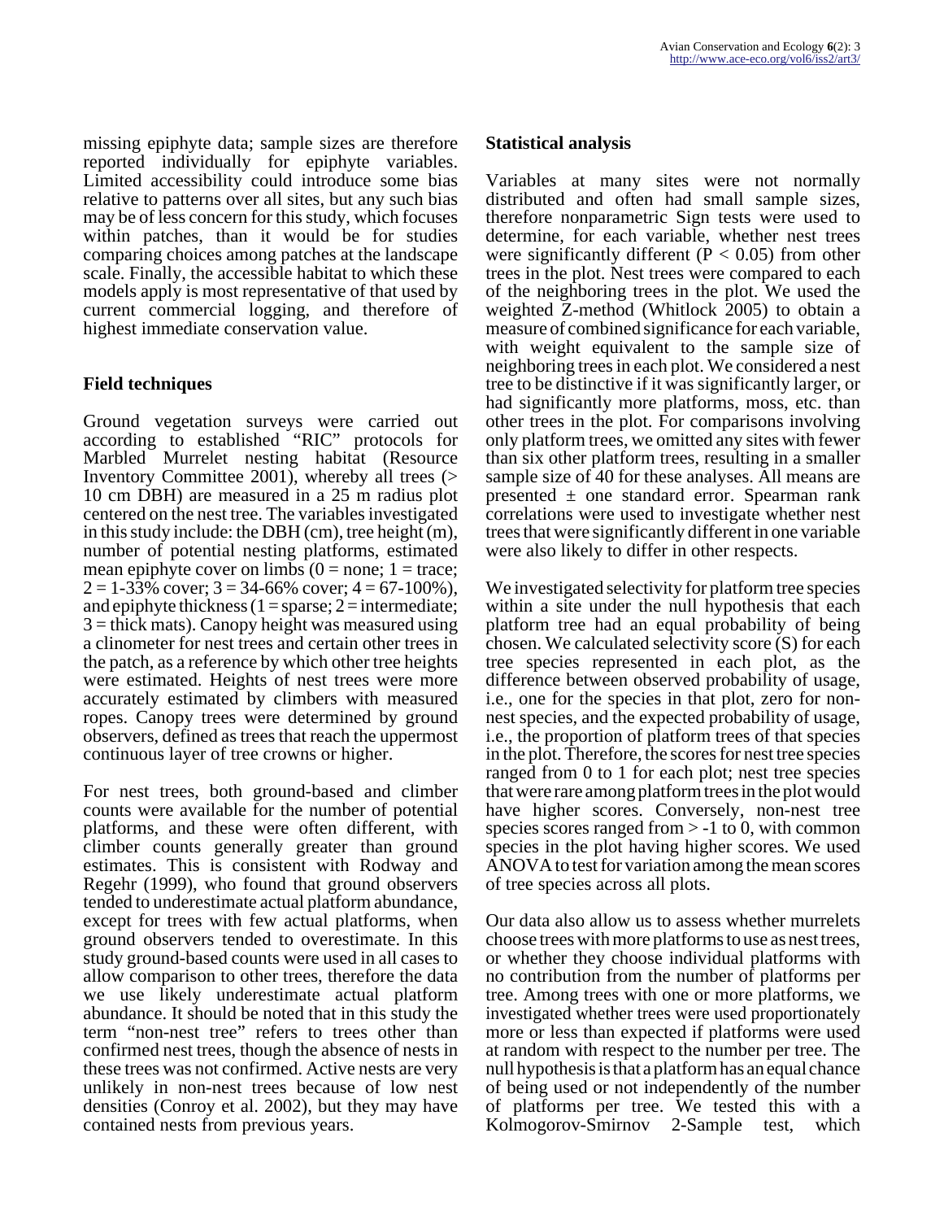missing epiphyte data; sample sizes are therefore reported individually for epiphyte variables. Limited accessibility could introduce some bias relative to patterns over all sites, but any such bias may be of less concern for this study, which focuses within patches, than it would be for studies comparing choices among patches at the landscape scale. Finally, the accessible habitat to which these models apply is most representative of that used by current commercial logging, and therefore of highest immediate conservation value.

### Field techniques

Ground vegetation surveys were carried out according to established "RIC" protocols for Marbled Murrelet nesting habitat (Resource Inventory Committee 2001), whereby all trees (> 10 cm DBH) are measured in a 25 m radius plot centered on the nest tree. The variables investigated in this study include: the DBH (cm), tree height (m), number of potential nesting platforms, estimated mean epiphyte cover on limbs (0 = none; 1 = trace; 2 = 1-33% cover; 3 = 34-66% cover; 4 = 67-100%), and epiphyte thickness (1 = sparse; 2 = intermediate; 3 = thick mats). Canopy height was measured using a clinometer for nest trees and certain other trees in the patch, as a reference by which other tree heights were estimated. Heights of nest trees were more accurately estimated by climbers with measured ropes. Canopy trees were determined by ground observers, defined as trees that reach the uppermost continuous layer of tree crowns or higher.

For nest trees, both ground-based and climber counts were available for the number of potential platforms, and these were often different, with climber counts generally greater than ground estimates. This is consistent with Rodway and Regehr (1999), who found that ground observers tended to underestimate actual platform abundance, except for trees with few actual platforms, when ground observers tended to overestimate. In this study ground-based counts were used in all cases to allow comparison to other trees, therefore the data we use likely underestimate actual platform abundance. It should be noted that in this study the term "non-nest tree" refers to trees other than confirmed nest trees, though the absence of nests in these trees was not confirmed. Active nests are very unlikely in non-nest trees because of low nest densities (Conroy et al. 2002), but they may have contained nests from previous years.

### Statistical analysis

Variables at many sites were not normally distributed and often had small sample sizes, therefore nonparametric Sign tests were used to determine, for each variable, whether nest trees were significantly different ($P < 0.05$) from other trees in the plot. Nest trees were compared to each of the neighboring trees in the plot. We used the weighted Z-method (Whitlock 2005) to obtain a measure of combined significance for each variable, with weight equivalent to the sample size of neighboring trees in each plot. We considered a nest tree to be distinctive if it was significantly larger, or had significantly more platforms, moss, etc. than other trees in the plot. For comparisons involving only platform trees, we omitted any sites with fewer than six other platform trees, resulting in a smaller sample size of 40 for these analyses. All means are presented ± one standard error. Spearman rank correlations were used to investigate whether nest trees that were significantly different in one variable were also likely to differ in other respects.

We investigated selectivity for platform tree species within a site under the null hypothesis that each platform tree had an equal probability of being chosen. We calculated selectivity score (S) for each tree species represented in each plot, as the difference between observed probability of usage, i.e., one for the species in that plot, zero for non-nest species, and the expected probability of usage, i.e., the proportion of platform trees of that species in the plot. Therefore, the scores for nest tree species ranged from 0 to 1 for each plot; nest tree species that were rare among platform trees in the plot would have higher scores. Conversely, non-nest tree species scores ranged from > -1 to 0, with common species in the plot having higher scores. We used ANOVA to test for variation among the mean scores of tree species across all plots.

Our data also allow us to assess whether murrelets choose trees with more platforms to use as nest trees, or whether they choose individual platforms with no contribution from the number of platforms per tree. Among trees with one or more platforms, we investigated whether trees were used proportionately more or less than expected if platforms were used at random with respect to the number per tree. The null hypothesis is that a platform has an equal chance of being used or not independently of the number of platforms per tree. We tested this with a Kolmogorov-Smirnov 2-Sample test, which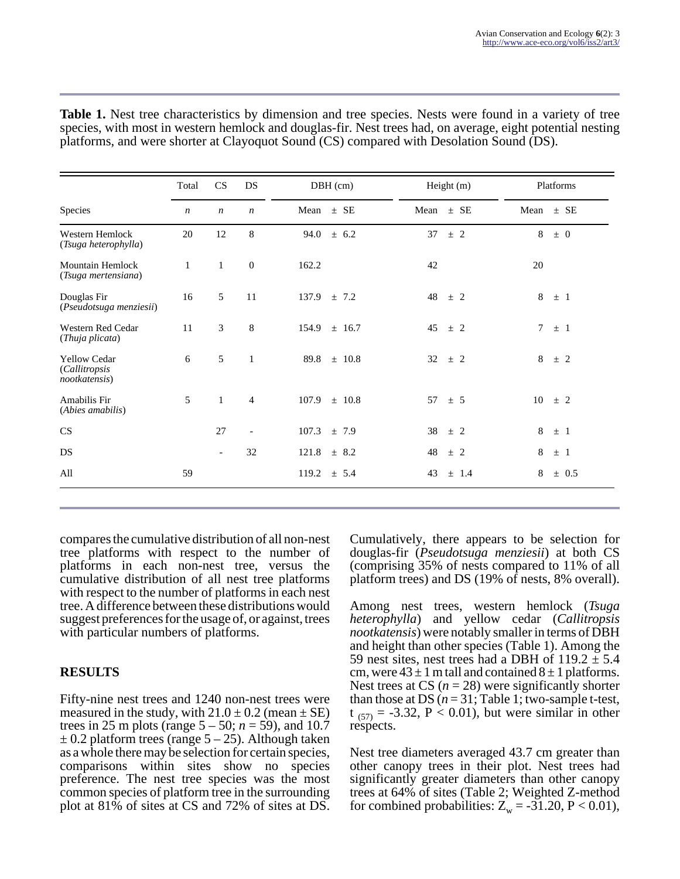**Table 1.** Nest tree characteristics by dimension and tree species. Nests were found in a variety of tree species, with most in western hemlock and douglas-fir. Nest trees had, on average, eight potential nesting platforms, and were shorter at Clayoquot Sound (CS) compared with Desolation Sound (DS).

| | Total | CS | DS | DBH (cm) | | Height (m) | | Platforms | |
|---|---|---|---|---|---|---|---|---|---|
| Species | *n* | *n* | *n* | Mean | ± SE | Mean | ± SE | Mean | ± SE |
| Western Hemlock (*Tsuga heterophylla*) | 20 | 12 | 8 | 94.0 | ± 6.2 | 37 | ± 2 | 8 | ± 0 |
| Mountain Hemlock (*Tsuga mertensiana*) | 1 | 1 | 0 | 162.2 | | 42 | | 20 | |
| Douglas Fir (*Pseudotsuga menziesii*) | 16 | 5 | 11 | 137.9 | ± 7.2 | 48 | ± 2 | 8 | ± 1 |
| Western Red Cedar (*Thuja plicata*) | 11 | 3 | 8 | 154.9 | ± 16.7 | 45 | ± 2 | 7 | ± 1 |
| Yellow Cedar (*Callitropsis nootkatensis*) | 6 | 5 | 1 | 89.8 | ± 10.8 | 32 | ± 2 | 8 | ± 2 |
| Amabilis Fir (*Abies amabilis*) | 5 | 1 | 4 | 107.9 | ± 10.8 | 57 | ± 5 | 10 | ± 2 |
| CS | | 27 | - | 107.3 | ± 7.9 | 38 | ± 2 | 8 | ± 1 |
| DS | | - | 32 | 121.8 | ± 8.2 | 48 | ± 2 | 8 | ± 1 |
| All | 59 | | | 119.2 | ± 5.4 | 43 | ± 1.4 | 8 | ± 0.5 |

compares the cumulative distribution of all non-nest tree platforms with respect to the number of platforms in each non-nest tree, versus the cumulative distribution of all nest tree platforms with respect to the number of platforms in each nest tree. A difference between these distributions would suggest preferences for the usage of, or against, trees with particular numbers of platforms.

## RESULTS

Fifty-nine nest trees and 1240 non-nest trees were measured in the study, with $21.0 \pm 0.2$ (mean ± SE) trees in 25 m plots (range 5 – 50; $n = 59$), and 10.7 ± 0.2 platform trees (range 5 – 25). Although taken as a whole there may be selection for certain species, comparisons within sites show no species preference. The nest tree species was the most common species of platform tree in the surrounding plot at 81% of sites at CS and 72% of sites at DS. Cumulatively, there appears to be selection for douglas-fir (*Pseudotsuga menziesii*) at both CS (comprising 35% of nests compared to 11% of all platform trees) and DS (19% of nests, 8% overall).

Among nest trees, western hemlock (*Tsuga heterophylla*) and yellow cedar (*Callitropsis nootkatensis*) were notably smaller in terms of DBH and height than other species (Table 1). Among the 59 nest sites, nest trees had a DBH of $119.2 \pm 5.4$ cm, were $43 \pm 1$ m tall and contained $8 \pm 1$ platforms. Nest trees at CS ($n = 28$) were significantly shorter than those at DS ($n = 31$; Table 1; two-sample t-test, $t_{(57)} = -3.32$, $P < 0.01$), but were similar in other respects.

Nest tree diameters averaged 43.7 cm greater than other canopy trees in their plot. Nest trees had significantly greater diameters than other canopy trees at 64% of sites (Table 2; Weighted Z-method for combined probabilities: $Z_w = -31.20$, $P < 0.01$),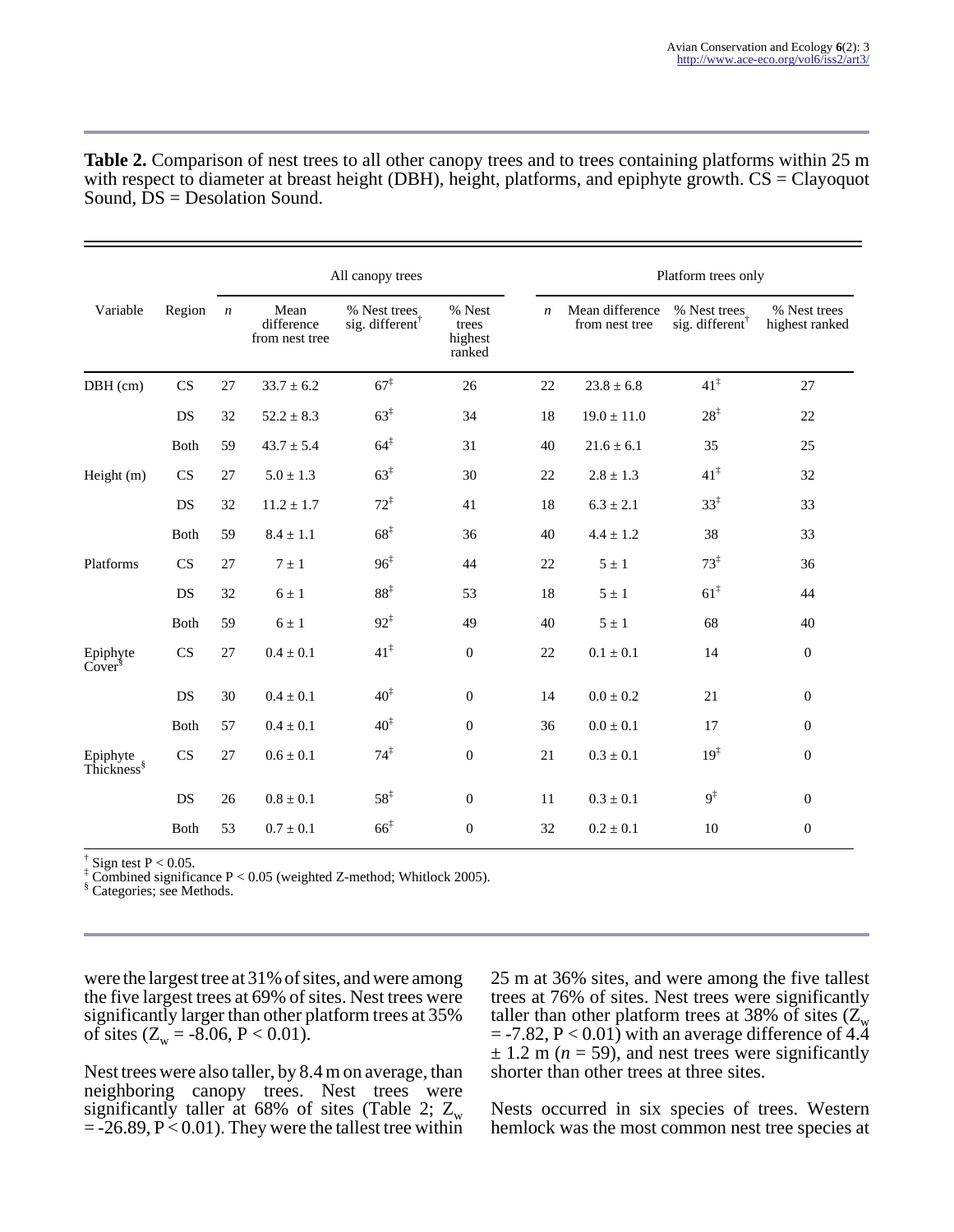**Table 2.** Comparison of nest trees to all other canopy trees and to trees containing platforms within 25 m with respect to diameter at breast height (DBH), height, platforms, and epiphyte growth. CS = Clayoquot Sound, DS = Desolation Sound.

| Variable | Region | All canopy trees | | | | Platform trees only | | | |
|---|---|---|---|---|---|---|---|---|---|
| | | *n* | Mean difference from nest tree | % Nest trees sig. different[†] | % Nest trees highest ranked | *n* | Mean difference from nest tree | % Nest trees sig. different[†] | % Nest trees highest ranked |
| DBH (cm) | CS | 27 | 33.7 ± 6.2 | 67[‡] | 26 | 22 | 23.8 ± 6.8 | 41[‡] | 27 |
| | DS | 32 | 52.2 ± 8.3 | 63[‡] | 34 | 18 | 19.0 ± 11.0 | 28[‡] | 22 |
| | Both | 59 | 43.7 ± 5.4 | 64[‡] | 31 | 40 | 21.6 ± 6.1 | 35 | 25 |
| Height (m) | CS | 27 | 5.0 ± 1.3 | 63[‡] | 30 | 22 | 2.8 ± 1.3 | 41[‡] | 32 |
| | DS | 32 | 11.2 ± 1.7 | 72[‡] | 41 | 18 | 6.3 ± 2.1 | 33[‡] | 33 |
| | Both | 59 | 8.4 ± 1.1 | 68[‡] | 36 | 40 | 4.4 ± 1.2 | 38 | 33 |
| Platforms | CS | 27 | 7 ± 1 | 96[‡] | 44 | 22 | 5 ± 1 | 73[‡] | 36 |
| | DS | 32 | 6 ± 1 | 88[‡] | 53 | 18 | 5 ± 1 | 61[‡] | 44 |
| | Both | 59 | 6 ± 1 | 92[‡] | 49 | 40 | 5 ± 1 | 68 | 40 |
| Epiphyte Cover[§] | CS | 27 | 0.4 ± 0.1 | 41[‡] | 0 | 22 | 0.1 ± 0.1 | 14 | 0 |
| | DS | 30 | 0.4 ± 0.1 | 40[‡] | 0 | 14 | 0.0 ± 0.2 | 21 | 0 |
| | Both | 57 | 0.4 ± 0.1 | 40[‡] | 0 | 36 | 0.0 ± 0.1 | 17 | 0 |
| Epiphyte Thickness[§] | CS | 27 | 0.6 ± 0.1 | 74[‡] | 0 | 21 | 0.3 ± 0.1 | 19[‡] | 0 |
| | DS | 26 | 0.8 ± 0.1 | 58[‡] | 0 | 11 | 0.3 ± 0.1 | 9[‡] | 0 |
| | Both | 53 | 0.7 ± 0.1 | 66[‡] | 0 | 32 | 0.2 ± 0.1 | 10 | 0 |

[†] Sign test P < 0.05.
[‡] Combined significance P < 0.05 (weighted Z-method; Whitlock 2005).
[§] Categories; see Methods.

were the largest tree at 31% of sites, and were among the five largest trees at 69% of sites. Nest trees were significantly larger than other platform trees at 35% of sites ($Z_w$ = -8.06, P < 0.01).

Nest trees were also taller, by 8.4 m on average, than neighboring canopy trees. Nest trees were significantly taller at 68% of sites (Table 2; $Z_w$ = -26.89, P < 0.01). They were the tallest tree within 25 m at 36% sites, and were among the five tallest trees at 76% of sites. Nest trees were significantly taller than other platform trees at 38% of sites ($Z_w$ = -7.82, P < 0.01) with an average difference of 4.4 ± 1.2 m (*n* = 59), and nest trees were significantly shorter than other trees at three sites.

Nests occurred in six species of trees. Western hemlock was the most common nest tree species at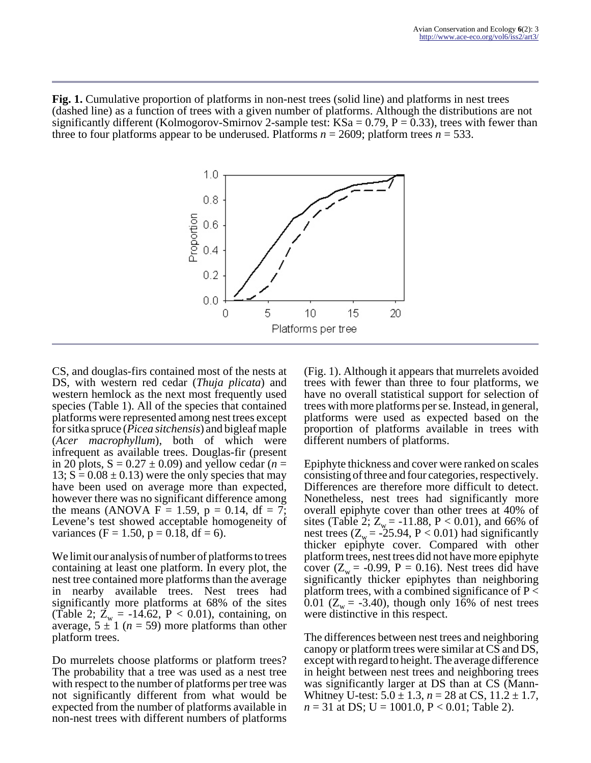**Fig. 1.** Cumulative proportion of platforms in non-nest trees (solid line) and platforms in nest trees (dashed line) as a function of trees with a given number of platforms. Although the distributions are not significantly different (Kolmogorov-Smirnov 2-sample test: KSa = 0.79, P = 0.33), trees with fewer than three to four platforms appear to be underused. Platforms $n$ = 2609; platform trees $n$ = 533.

CS, and douglas-firs contained most of the nests at DS, with western red cedar (*Thuja plicata*) and western hemlock as the next most frequently used species (Table 1). All of the species that contained platforms were represented among nest trees except for sitka spruce (*Picea sitchensis*) and bigleaf maple (*Acer macrophyllum*), both of which were infrequent as available trees. Douglas-fir (present in 20 plots, S = 0.27 ± 0.09) and yellow cedar ($n$ = 13; S = 0.08 ± 0.13) were the only species that may have been used on average more than expected, however there was no significant difference among the means (ANOVA F = 1.59, p = 0.14, df = 7; Levene's test showed acceptable homogeneity of variances (F = 1.50, p = 0.18, df = 6).

We limit our analysis of number of platforms to trees containing at least one platform. In every plot, the nest tree contained more platforms than the average in nearby available trees. Nest trees had significantly more platforms at 68% of the sites (Table 2; $Z_w$ = -14.62, P < 0.01), containing, on average, 5 ± 1 ($n$ = 59) more platforms than other platform trees.

Do murrelets choose platforms or platform trees? The probability that a tree was used as a nest tree with respect to the number of platforms per tree was not significantly different from what would be expected from the number of platforms available in non-nest trees with different numbers of platforms (Fig. 1). Although it appears that murrelets avoided trees with fewer than three to four platforms, we have no overall statistical support for selection of trees with more platforms per se. Instead, in general, platforms were used as expected based on the proportion of platforms available in trees with different numbers of platforms.

Epiphyte thickness and cover were ranked on scales consisting of three and four categories, respectively. Differences are therefore more difficult to detect. Nonetheless, nest trees had significantly more overall epiphyte cover than other trees at 40% of sites (Table 2; $Z_w$ = -11.88, P < 0.01), and 66% of nest trees ($Z_w$ = -25.94, P < 0.01) had significantly thicker epiphyte cover. Compared with other platform trees, nest trees did not have more epiphyte cover ($Z_w$ = -0.99, P = 0.16). Nest trees did have significantly thicker epiphytes than neighboring platform trees, with a combined significance of P < 0.01 ($Z_w$ = -3.40), though only 16% of nest trees were distinctive in this respect.

The differences between nest trees and neighboring canopy or platform trees were similar at CS and DS, except with regard to height. The average difference in height between nest trees and neighboring trees was significantly larger at DS than at CS (Mann-Whitney U-test: 5.0 ± 1.3, $n$ = 28 at CS, 11.2 ± 1.7, $n$ = 31 at DS; U = 1001.0, P < 0.01; Table 2).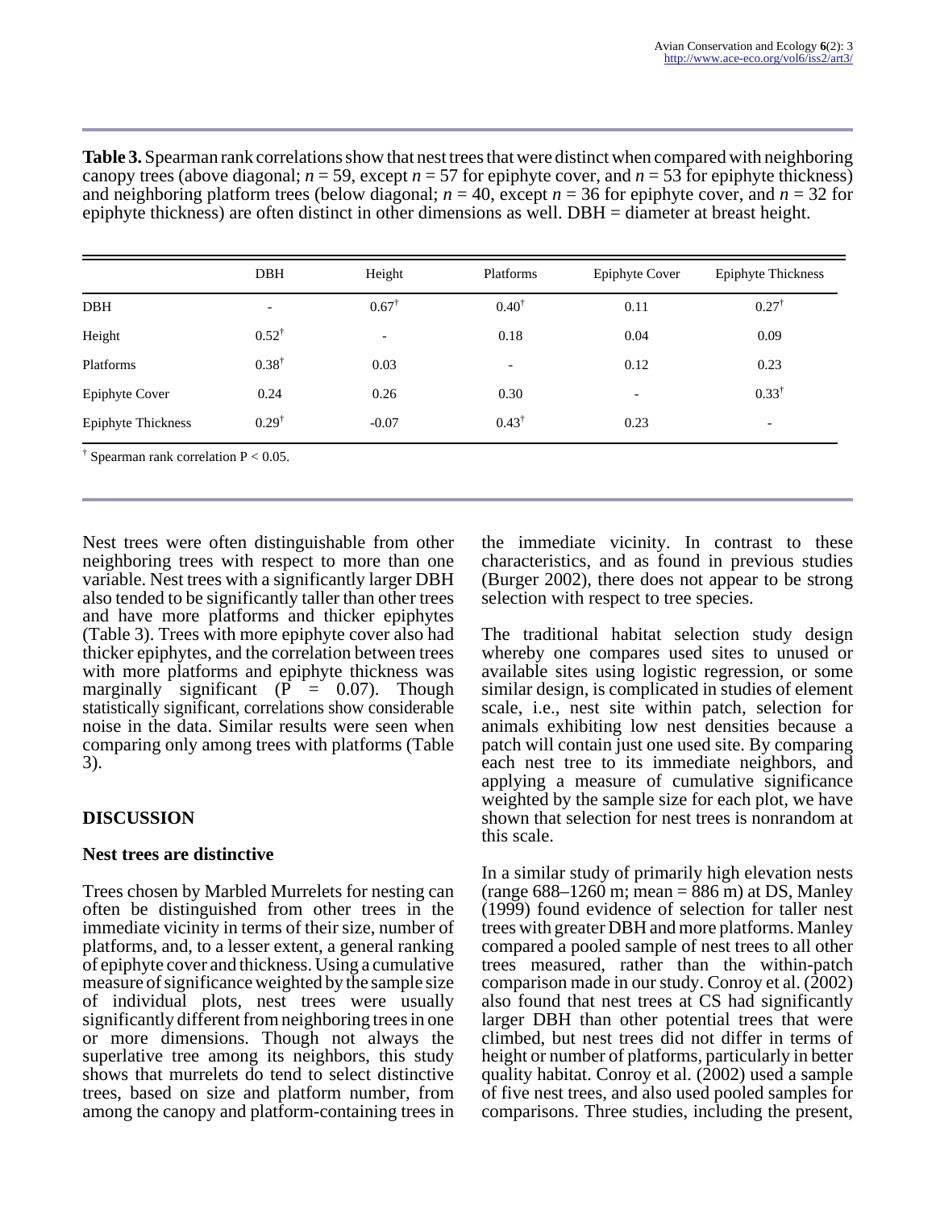**Table 3.** Spearman rank correlations show that nest trees that were distinct when compared with neighboring canopy trees (above diagonal; $n = 59$, except $n = 57$ for epiphyte cover, and $n = 53$ for epiphyte thickness) and neighboring platform trees (below diagonal; $n = 40$, except $n = 36$ for epiphyte cover, and $n = 32$ for epiphyte thickness) are often distinct in other dimensions as well. DBH = diameter at breast height.

| | DBH | Height | Platforms | Epiphyte Cover | Epiphyte Thickness |
|---|---|---|---|---|---|
| DBH | - | 0.67† | 0.40† | 0.11 | 0.27† |
| Height | 0.52† | - | 0.18 | 0.04 | 0.09 |
| Platforms | 0.38† | 0.03 | - | 0.12 | 0.23 |
| Epiphyte Cover | 0.24 | 0.26 | 0.30 | - | 0.33† |
| Epiphyte Thickness | 0.29† | -0.07 | 0.43† | 0.23 | - |

† Spearman rank correlation $P < 0.05$.

Nest trees were often distinguishable from other neighboring trees with respect to more than one variable. Nest trees with a significantly larger DBH also tended to be significantly taller than other trees and have more platforms and thicker epiphytes (Table 3). Trees with more epiphyte cover also had thicker epiphytes, and the correlation between trees with more platforms and epiphyte thickness was marginally significant ($P = 0.07$). Though statistically significant, correlations show considerable noise in the data. Similar results were seen when comparing only among trees with platforms (Table 3).

## DISCUSSION

### Nest trees are distinctive

Trees chosen by Marbled Murrelets for nesting can often be distinguished from other trees in the immediate vicinity in terms of their size, number of platforms, and, to a lesser extent, a general ranking of epiphyte cover and thickness. Using a cumulative measure of significance weighted by the sample size of individual plots, nest trees were usually significantly different from neighboring trees in one or more dimensions. Though not always the superlative tree among its neighbors, this study shows that murrelets do tend to select distinctive trees, based on size and platform number, from among the canopy and platform-containing trees in the immediate vicinity. In contrast to these characteristics, and as found in previous studies (Burger 2002), there does not appear to be strong selection with respect to tree species.

The traditional habitat selection study design whereby one compares used sites to unused or available sites using logistic regression, or some similar design, is complicated in studies of element scale, i.e., nest site within patch, selection for animals exhibiting low nest densities because a patch will contain just one used site. By comparing each nest tree to its immediate neighbors, and applying a measure of cumulative significance weighted by the sample size for each plot, we have shown that selection for nest trees is nonrandom at this scale.

In a similar study of primarily high elevation nests (range 688–1260 m; mean = 886 m) at DS, Manley (1999) found evidence of selection for taller nest trees with greater DBH and more platforms. Manley compared a pooled sample of nest trees to all other trees measured, rather than the within-patch comparison made in our study. Conroy et al. (2002) also found that nest trees at CS had significantly larger DBH than other potential trees that were climbed, but nest trees did not differ in terms of height or number of platforms, particularly in better quality habitat. Conroy et al. (2002) used a sample of five nest trees, and also used pooled samples for comparisons. Three studies, including the present,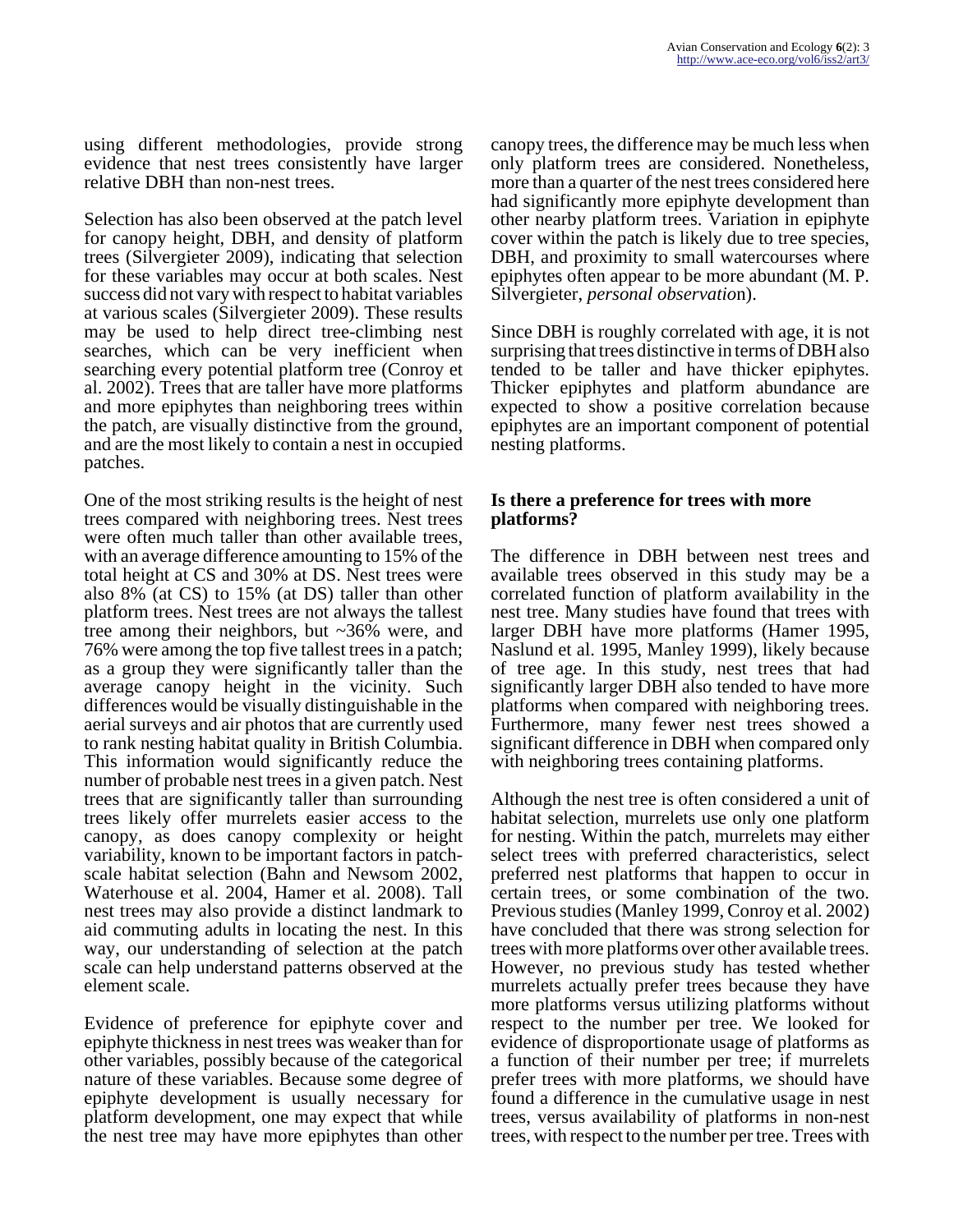using different methodologies, provide strong evidence that nest trees consistently have larger relative DBH than non-nest trees.

Selection has also been observed at the patch level for canopy height, DBH, and density of platform trees (Silvergieter 2009), indicating that selection for these variables may occur at both scales. Nest success did not vary with respect to habitat variables at various scales (Silvergieter 2009). These results may be used to help direct tree-climbing nest searches, which can be very inefficient when searching every potential platform tree (Conroy et al. 2002). Trees that are taller have more platforms and more epiphytes than neighboring trees within the patch, are visually distinctive from the ground, and are the most likely to contain a nest in occupied patches.

One of the most striking results is the height of nest trees compared with neighboring trees. Nest trees were often much taller than other available trees, with an average difference amounting to 15% of the total height at CS and 30% at DS. Nest trees were also 8% (at CS) to 15% (at DS) taller than other platform trees. Nest trees are not always the tallest tree among their neighbors, but ~36% were, and 76% were among the top five tallest trees in a patch; as a group they were significantly taller than the average canopy height in the vicinity. Such differences would be visually distinguishable in the aerial surveys and air photos that are currently used to rank nesting habitat quality in British Columbia. This information would significantly reduce the number of probable nest trees in a given patch. Nest trees that are significantly taller than surrounding trees likely offer murrelets easier access to the canopy, as does canopy complexity or height variability, known to be important factors in patch-scale habitat selection (Bahn and Newsom 2002, Waterhouse et al. 2004, Hamer et al. 2008). Tall nest trees may also provide a distinct landmark to aid commuting adults in locating the nest. In this way, our understanding of selection at the patch scale can help understand patterns observed at the element scale.

Evidence of preference for epiphyte cover and epiphyte thickness in nest trees was weaker than for other variables, possibly because of the categorical nature of these variables. Because some degree of epiphyte development is usually necessary for platform development, one may expect that while the nest tree may have more epiphytes than other canopy trees, the difference may be much less when only platform trees are considered. Nonetheless, more than a quarter of the nest trees considered here had significantly more epiphyte development than other nearby platform trees. Variation in epiphyte cover within the patch is likely due to tree species, DBH, and proximity to small watercourses where epiphytes often appear to be more abundant (M. P. Silvergieter, *personal observation*).

Since DBH is roughly correlated with age, it is not surprising that trees distinctive in terms of DBH also tended to be taller and have thicker epiphytes. Thicker epiphytes and platform abundance are expected to show a positive correlation because epiphytes are an important component of potential nesting platforms.

### Is there a preference for trees with more platforms?

The difference in DBH between nest trees and available trees observed in this study may be a correlated function of platform availability in the nest tree. Many studies have found that trees with larger DBH have more platforms (Hamer 1995, Naslund et al. 1995, Manley 1999), likely because of tree age. In this study, nest trees that had significantly larger DBH also tended to have more platforms when compared with neighboring trees. Furthermore, many fewer nest trees showed a significant difference in DBH when compared only with neighboring trees containing platforms.

Although the nest tree is often considered a unit of habitat selection, murrelets use only one platform for nesting. Within the patch, murrelets may either select trees with preferred characteristics, select preferred nest platforms that happen to occur in certain trees, or some combination of the two. Previous studies (Manley 1999, Conroy et al. 2002) have concluded that there was strong selection for trees with more platforms over other available trees. However, no previous study has tested whether murrelets actually prefer trees because they have more platforms versus utilizing platforms without respect to the number per tree. We looked for evidence of disproportionate usage of platforms as a function of their number per tree; if murrelets prefer trees with more platforms, we should have found a difference in the cumulative usage in nest trees, versus availability of platforms in non-nest trees, with respect to the number per tree. Trees with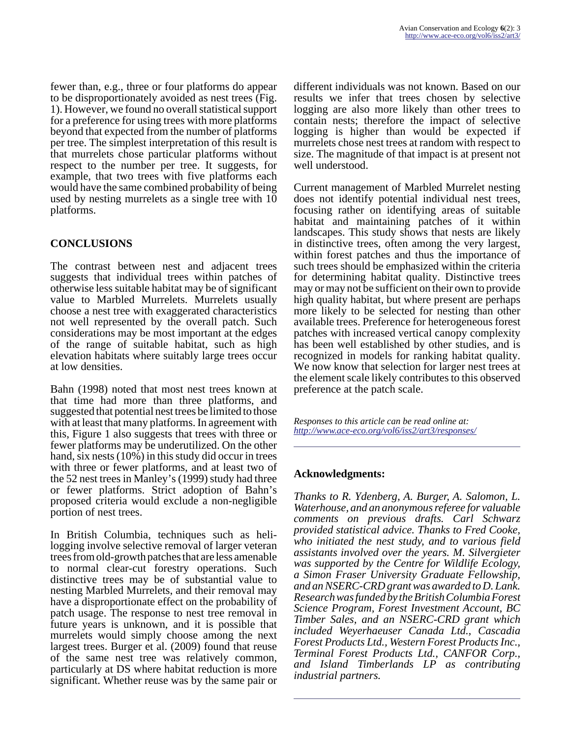fewer than, e.g., three or four platforms do appear to be disproportionately avoided as nest trees (Fig. 1). However, we found no overall statistical support for a preference for using trees with more platforms beyond that expected from the number of platforms per tree. The simplest interpretation of this result is that murrelets chose particular platforms without respect to the number per tree. It suggests, for example, that two trees with five platforms each would have the same combined probability of being used by nesting murrelets as a single tree with 10 platforms.

## CONCLUSIONS

The contrast between nest and adjacent trees suggests that individual trees within patches of otherwise less suitable habitat may be of significant value to Marbled Murrelets. Murrelets usually choose a nest tree with exaggerated characteristics not well represented by the overall patch. Such considerations may be most important at the edges of the range of suitable habitat, such as high elevation habitats where suitably large trees occur at low densities.

Bahn (1998) noted that most nest trees known at that time had more than three platforms, and suggested that potential nest trees be limited to those with at least that many platforms. In agreement with this, Figure 1 also suggests that trees with three or fewer platforms may be underutilized. On the other hand, six nests (10%) in this study did occur in trees with three or fewer platforms, and at least two of the 52 nest trees in Manley's (1999) study had three or fewer platforms. Strict adoption of Bahn's proposed criteria would exclude a non-negligible portion of nest trees.

In British Columbia, techniques such as heli-logging involve selective removal of larger veteran trees from old-growth patches that are less amenable to normal clear-cut forestry operations. Such distinctive trees may be of substantial value to nesting Marbled Murrelets, and their removal may have a disproportionate effect on the probability of patch usage. The response to nest tree removal in future years is unknown, and it is possible that murrelets would simply choose among the next largest trees. Burger et al. (2009) found that reuse of the same nest tree was relatively common, particularly at DS where habitat reduction is more significant. Whether reuse was by the same pair or different individuals was not known. Based on our results we infer that trees chosen by selective logging are also more likely than other trees to contain nests; therefore the impact of selective logging is higher than would be expected if murrelets chose nest trees at random with respect to size. The magnitude of that impact is at present not well understood.

Current management of Marbled Murrelet nesting does not identify potential individual nest trees, focusing rather on identifying areas of suitable habitat and maintaining patches of it within landscapes. This study shows that nests are likely in distinctive trees, often among the very largest, within forest patches and thus the importance of such trees should be emphasized within the criteria for determining habitat quality. Distinctive trees may or may not be sufficient on their own to provide high quality habitat, but where present are perhaps more likely to be selected for nesting than other available trees. Preference for heterogeneous forest patches with increased vertical canopy complexity has been well established by other studies, and is recognized in models for ranking habitat quality. We now know that selection for larger nest trees at the element scale likely contributes to this observed preference at the patch scale.

*Responses to this article can be read online at:*
*http://www.ace-eco.org/vol6/iss2/art3/responses/*

### Acknowledgments:

*Thanks to R. Ydenberg, A. Burger, A. Salomon, L. Waterhouse, and an anonymous referee for valuable comments on previous drafts. Carl Schwarz provided statistical advice. Thanks to Fred Cooke, who initiated the nest study, and to various field assistants involved over the years. M. Silvergieter was supported by the Centre for Wildlife Ecology, a Simon Fraser University Graduate Fellowship, and an NSERC-CRD grant was awarded to D. Lank. Research was funded by the British Columbia Forest Science Program, Forest Investment Account, BC Timber Sales, and an NSERC-CRD grant which included Weyerhaeuser Canada Ltd., Cascadia Forest Products Ltd., Western Forest Products Inc., Terminal Forest Products Ltd., CANFOR Corp., and Island Timberlands LP as contributing industrial partners.*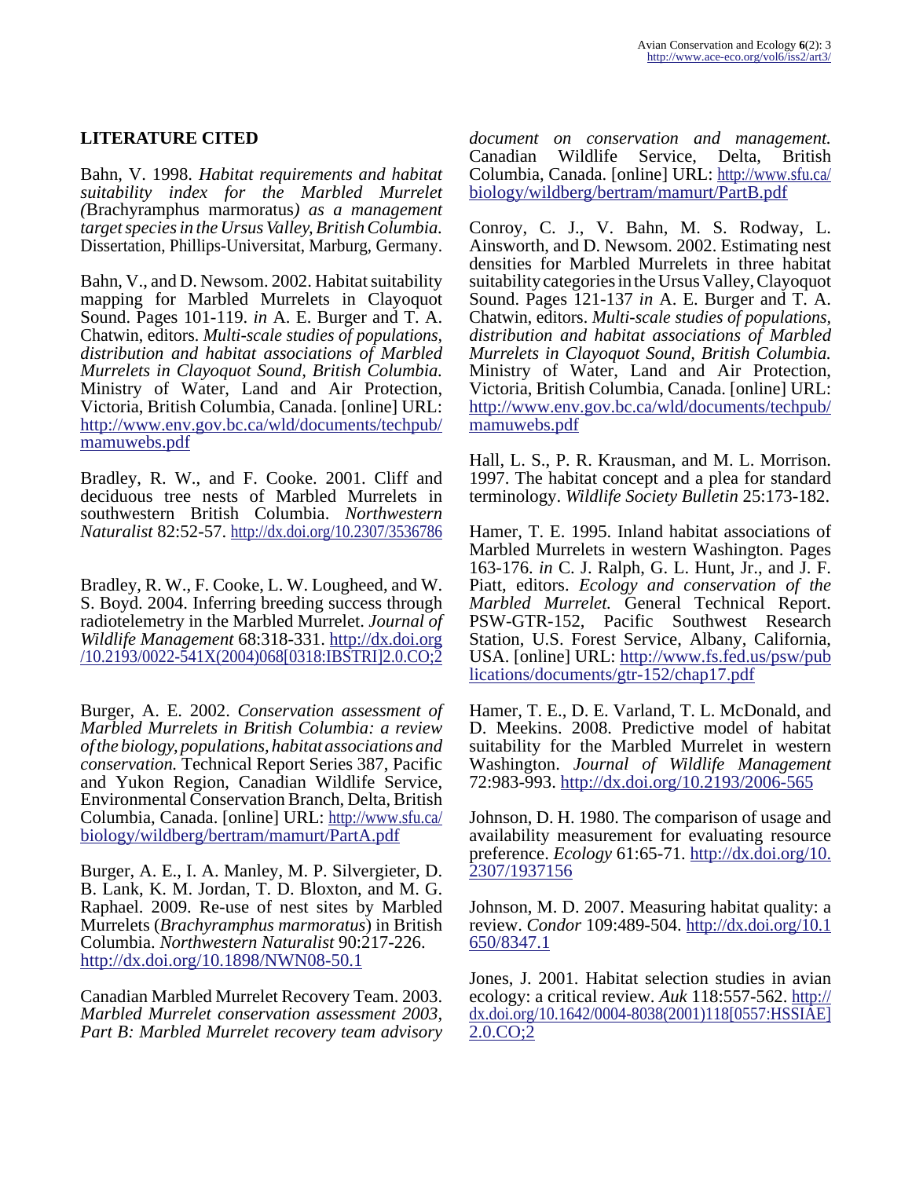## LITERATURE CITED

Bahn, V. 1998. *Habitat requirements and habitat suitability index for the Marbled Murrelet (*Brachyramphus marmoratus*) as a management target species in the Ursus Valley, British Columbia.* Dissertation, Phillips-Universitat, Marburg, Germany.

Bahn, V., and D. Newsom. 2002. Habitat suitability mapping for Marbled Murrelets in Clayoquot Sound. Pages 101-119. *in* A. E. Burger and T. A. Chatwin, editors. *Multi-scale studies of populations, distribution and habitat associations of Marbled Murrelets in Clayoquot Sound, British Columbia.* Ministry of Water, Land and Air Protection, Victoria, British Columbia, Canada. [online] URL: http://www.env.gov.bc.ca/wld/documents/techpub/mamuwebs.pdf

Bradley, R. W., and F. Cooke. 2001. Cliff and deciduous tree nests of Marbled Murrelets in southwestern British Columbia. *Northwestern Naturalist* 82:52-57. http://dx.doi.org/10.2307/3536786

Bradley, R. W., F. Cooke, L. W. Lougheed, and W. S. Boyd. 2004. Inferring breeding success through radiotelemetry in the Marbled Murrelet. *Journal of Wildlife Management* 68:318-331. http://dx.doi.org/10.2193/0022-541X(2004)068[0318:IBSTRI]2.0.CO;2

Burger, A. E. 2002. *Conservation assessment of Marbled Murrelets in British Columbia: a review of the biology, populations, habitat associations and conservation.* Technical Report Series 387, Pacific and Yukon Region, Canadian Wildlife Service, Environmental Conservation Branch, Delta, British Columbia, Canada. [online] URL: http://www.sfu.ca/biology/wildberg/bertram/mamurt/PartA.pdf

Burger, A. E., I. A. Manley, M. P. Silvergieter, D. B. Lank, K. M. Jordan, T. D. Bloxton, and M. G. Raphael. 2009. Re-use of nest sites by Marbled Murrelets (*Brachyramphus marmoratus*) in British Columbia. *Northwestern Naturalist* 90:217-226. http://dx.doi.org/10.1898/NWN08-50.1

Canadian Marbled Murrelet Recovery Team. 2003. *Marbled Murrelet conservation assessment 2003, Part B: Marbled Murrelet recovery team advisory document on conservation and management.* Canadian Wildlife Service, Delta, British Columbia, Canada. [online] URL: http://www.sfu.ca/biology/wildberg/bertram/mamurt/PartB.pdf

Conroy, C. J., V. Bahn, M. S. Rodway, L. Ainsworth, and D. Newsom. 2002. Estimating nest densities for Marbled Murrelets in three habitat suitability categories in the Ursus Valley, Clayoquot Sound. Pages 121-137 *in* A. E. Burger and T. A. Chatwin, editors. *Multi-scale studies of populations, distribution and habitat associations of Marbled Murrelets in Clayoquot Sound, British Columbia.* Ministry of Water, Land and Air Protection, Victoria, British Columbia, Canada. [online] URL: http://www.env.gov.bc.ca/wld/documents/techpub/mamuwebs.pdf

Hall, L. S., P. R. Krausman, and M. L. Morrison. 1997. The habitat concept and a plea for standard terminology. *Wildlife Society Bulletin* 25:173-182.

Hamer, T. E. 1995. Inland habitat associations of Marbled Murrelets in western Washington. Pages 163-176. *in* C. J. Ralph, G. L. Hunt, Jr., and J. F. Piatt, editors. *Ecology and conservation of the Marbled Murrelet.* General Technical Report. PSW-GTR-152, Pacific Southwest Research Station, U.S. Forest Service, Albany, California, USA. [online] URL: http://www.fs.fed.us/psw/publications/documents/gtr-152/chap17.pdf

Hamer, T. E., D. E. Varland, T. L. McDonald, and D. Meekins. 2008. Predictive model of habitat suitability for the Marbled Murrelet in western Washington. *Journal of Wildlife Management* 72:983-993. http://dx.doi.org/10.2193/2006-565

Johnson, D. H. 1980. The comparison of usage and availability measurement for evaluating resource preference. *Ecology* 61:65-71. http://dx.doi.org/10.2307/1937156

Johnson, M. D. 2007. Measuring habitat quality: a review. *Condor* 109:489-504. http://dx.doi.org/10.1650/8347.1

Jones, J. 2001. Habitat selection studies in avian ecology: a critical review. *Auk* 118:557-562. http://dx.doi.org/10.1642/0004-8038(2001)118[0557:HSSIAE]2.0.CO;2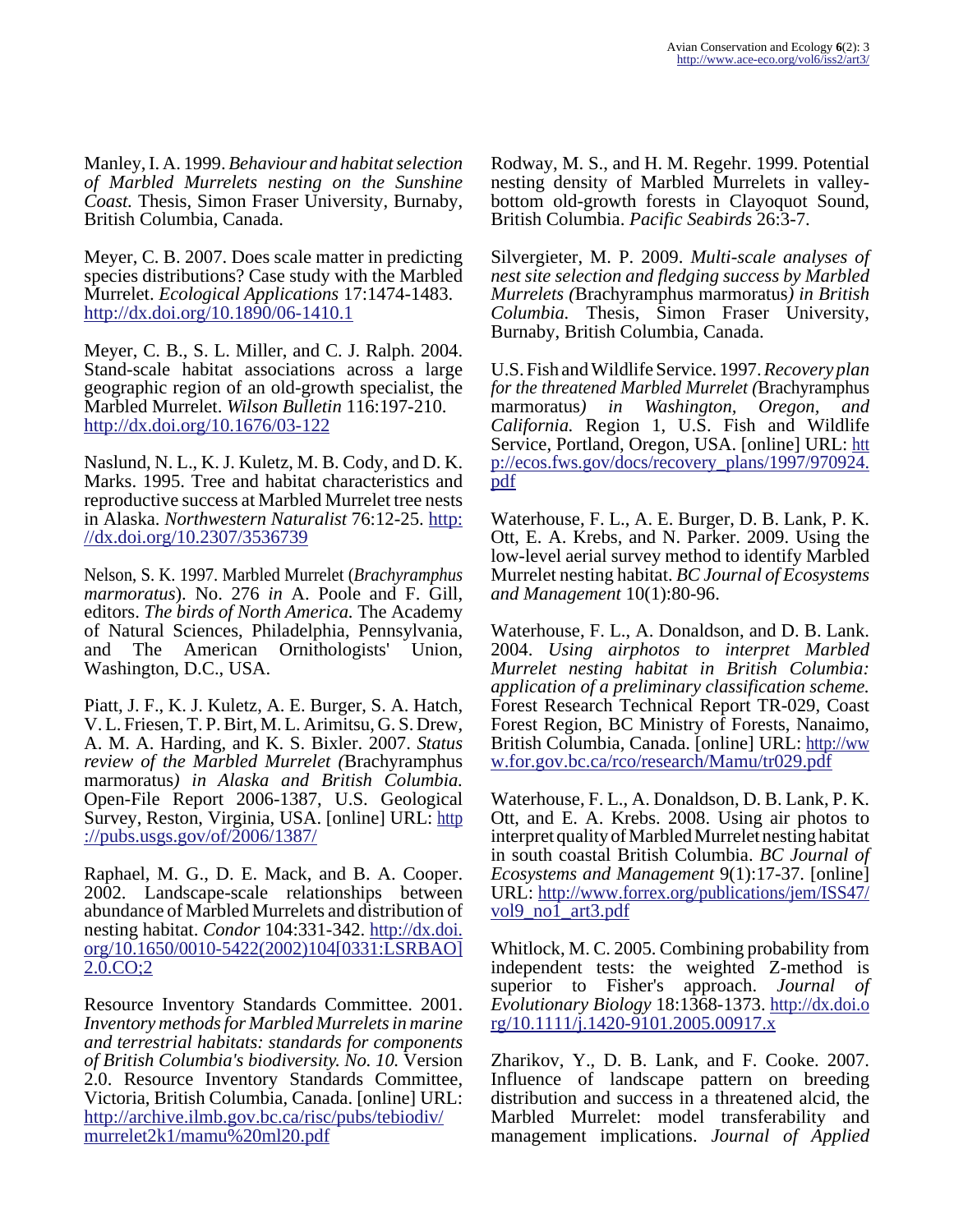Manley, I. A. 1999. *Behaviour and habitat selection of Marbled Murrelets nesting on the Sunshine Coast.* Thesis, Simon Fraser University, Burnaby, British Columbia, Canada.

Meyer, C. B. 2007. Does scale matter in predicting species distributions? Case study with the Marbled Murrelet. *Ecological Applications* 17:1474-1483. http://dx.doi.org/10.1890/06-1410.1

Meyer, C. B., S. L. Miller, and C. J. Ralph. 2004. Stand-scale habitat associations across a large geographic region of an old-growth specialist, the Marbled Murrelet. *Wilson Bulletin* 116:197-210. http://dx.doi.org/10.1676/03-122

Naslund, N. L., K. J. Kuletz, M. B. Cody, and D. K. Marks. 1995. Tree and habitat characteristics and reproductive success at Marbled Murrelet tree nests in Alaska. *Northwestern Naturalist* 76:12-25. http://dx.doi.org/10.2307/3536739

Nelson, S. K. 1997. Marbled Murrelet (*Brachyramphus marmoratus*). No. 276 *in* A. Poole and F. Gill, editors. *The birds of North America.* The Academy of Natural Sciences, Philadelphia, Pennsylvania, and The American Ornithologists' Union, Washington, D.C., USA.

Piatt, J. F., K. J. Kuletz, A. E. Burger, S. A. Hatch, V. L. Friesen, T. P. Birt, M. L. Arimitsu, G. S. Drew, A. M. A. Harding, and K. S. Bixler. 2007. *Status review of the Marbled Murrelet (*Brachyramphus marmoratus*) in Alaska and British Columbia.* Open-File Report 2006-1387, U.S. Geological Survey, Reston, Virginia, USA. [online] URL: http://pubs.usgs.gov/of/2006/1387/

Raphael, M. G., D. E. Mack, and B. A. Cooper. 2002. Landscape-scale relationships between abundance of Marbled Murrelets and distribution of nesting habitat. *Condor* 104:331-342. http://dx.doi.org/10.1650/0010-5422(2002)104[0331:LSRBAO]2.0.CO;2

Resource Inventory Standards Committee. 2001. *Inventory methods for Marbled Murrelets in marine and terrestrial habitats: standards for components of British Columbia's biodiversity. No. 10.* Version 2.0. Resource Inventory Standards Committee, Victoria, British Columbia, Canada. [online] URL: http://archive.ilmb.gov.bc.ca/risc/pubs/tebiodiv/murrelet2k1/mamu%20ml20.pdf

Rodway, M. S., and H. M. Regehr. 1999. Potential nesting density of Marbled Murrelets in valley-bottom old-growth forests in Clayoquot Sound, British Columbia. *Pacific Seabirds* 26:3-7.

Silvergieter, M. P. 2009. *Multi-scale analyses of nest site selection and fledging success by Marbled Murrelets (*Brachyramphus marmoratus*) in British Columbia.* Thesis, Simon Fraser University, Burnaby, British Columbia, Canada.

U.S. Fish and Wildlife Service. 1997. *Recovery plan for the threatened Marbled Murrelet (*Brachyramphus marmoratus*) in Washington, Oregon, and California.* Region 1, U.S. Fish and Wildlife Service, Portland, Oregon, USA. [online] URL: http://ecos.fws.gov/docs/recovery_plans/1997/970924.pdf

Waterhouse, F. L., A. E. Burger, D. B. Lank, P. K. Ott, E. A. Krebs, and N. Parker. 2009. Using the low-level aerial survey method to identify Marbled Murrelet nesting habitat. *BC Journal of Ecosystems and Management* 10(1):80-96.

Waterhouse, F. L., A. Donaldson, and D. B. Lank. 2004. *Using airphotos to interpret Marbled Murrelet nesting habitat in British Columbia: application of a preliminary classification scheme.* Forest Research Technical Report TR-029, Coast Forest Region, BC Ministry of Forests, Nanaimo, British Columbia, Canada. [online] URL: http://www.for.gov.bc.ca/rco/research/Mamu/tr029.pdf

Waterhouse, F. L., A. Donaldson, D. B. Lank, P. K. Ott, and E. A. Krebs. 2008. Using air photos to interpret quality of Marbled Murrelet nesting habitat in south coastal British Columbia. *BC Journal of Ecosystems and Management* 9(1):17-37. [online] URL: http://www.forrex.org/publications/jem/ISS47/vol9_no1_art3.pdf

Whitlock, M. C. 2005. Combining probability from independent tests: the weighted Z-method is superior to Fisher's approach. *Journal of Evolutionary Biology* 18:1368-1373. http://dx.doi.org/10.1111/j.1420-9101.2005.00917.x

Zharikov, Y., D. B. Lank, and F. Cooke. 2007. Influence of landscape pattern on breeding distribution and success in a threatened alcid, the Marbled Murrelet: model transferability and management implications. *Journal of Applied*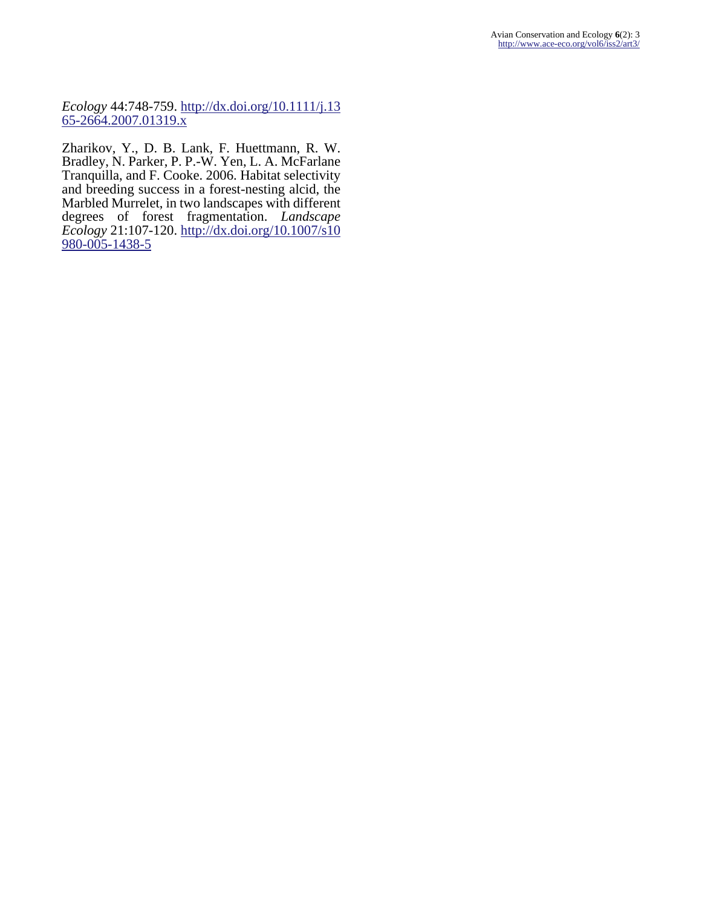*Ecology* 44:748-759. http://dx.doi.org/10.1111/j.1365-2664.2007.01319.x

Zharikov, Y., D. B. Lank, F. Huettmann, R. W. Bradley, N. Parker, P. P.-W. Yen, L. A. McFarlane Tranquilla, and F. Cooke. 2006. Habitat selectivity and breeding success in a forest-nesting alcid, the Marbled Murrelet, in two landscapes with different degrees of forest fragmentation. *Landscape Ecology* 21:107-120. http://dx.doi.org/10.1007/s10980-005-1438-5